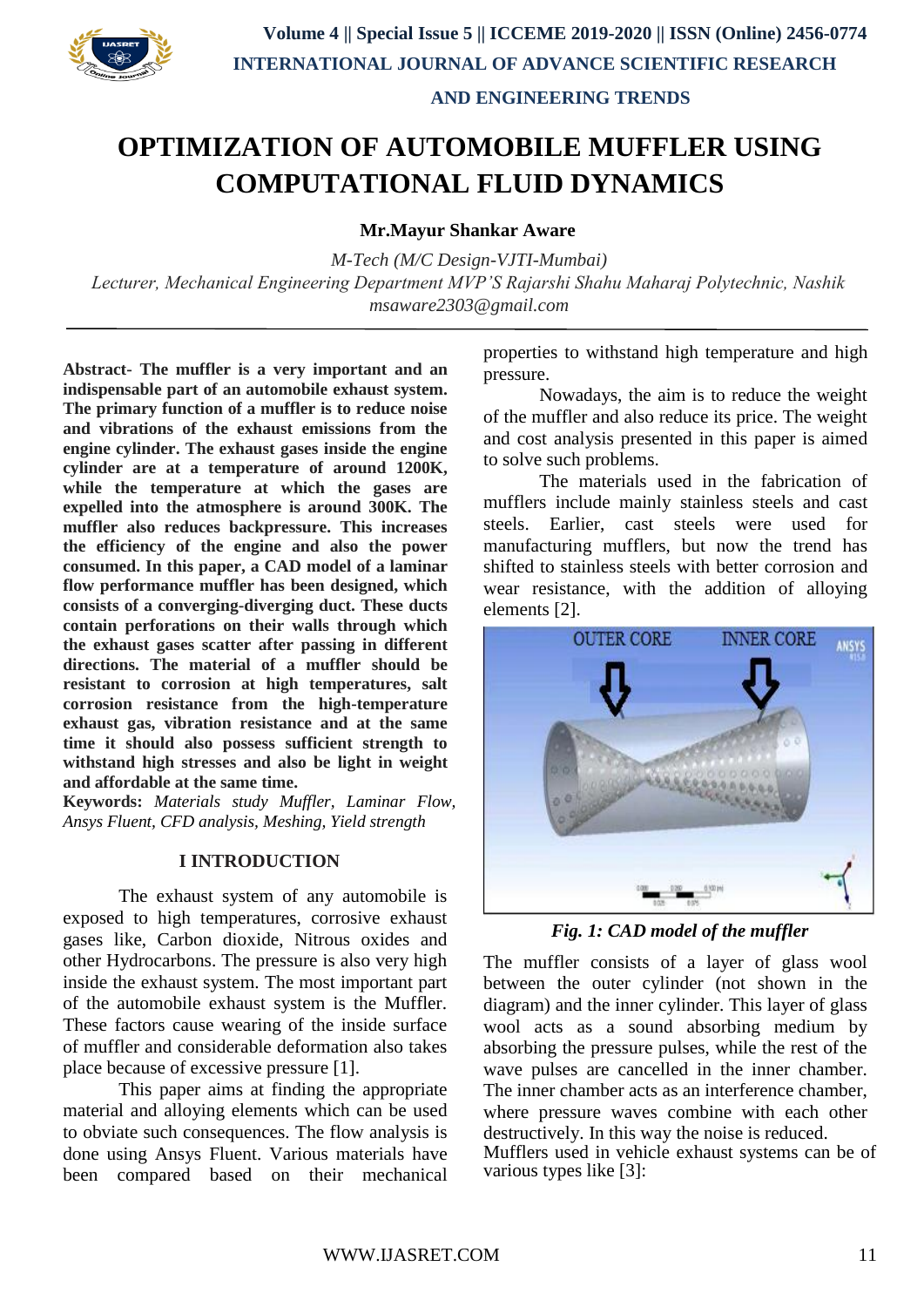# OPTIMIZATION OF AUTOMOBILE MUFFLER USING COMPUTATIONAL FLUID DYNAMICS

**Mr.Mayur Shankar Aware**

*M-Tech (M/C Design-VJTI-Mumbai)*
*Lecturer, Mechanical Engineering Department MVP'S Rajarshi Shahu Maharaj Polytechnic, Nashik*
*msaware2303@gmail.com*

---

**Abstract- The muffler is a very important and an indispensable part of an automobile exhaust system. The primary function of a muffler is to reduce noise and vibrations of the exhaust emissions from the engine cylinder. The exhaust gases inside the engine cylinder are at a temperature of around 1200K, while the temperature at which the gases are expelled into the atmosphere is around 300K. The muffler also reduces backpressure. This increases the efficiency of the engine and also the power consumed. In this paper, a CAD model of a laminar flow performance muffler has been designed, which consists of a converging-diverging duct. These ducts contain perforations on their walls through which the exhaust gases scatter after passing in different directions. The material of a muffler should be resistant to corrosion at high temperatures, salt corrosion resistance from the high-temperature exhaust gas, vibration resistance and at the same time it should also possess sufficient strength to withstand high stresses and also be light in weight and affordable at the same time.**

**Keywords:** *Materials study Muffler, Laminar Flow, Ansys Fluent, CFD analysis, Meshing, Yield strength*

## I INTRODUCTION

The exhaust system of any automobile is exposed to high temperatures, corrosive exhaust gases like, Carbon dioxide, Nitrous oxides and other Hydrocarbons. The pressure is also very high inside the exhaust system. The most important part of the automobile exhaust system is the Muffler. These factors cause wearing of the inside surface of muffler and considerable deformation also takes place because of excessive pressure [1].

This paper aims at finding the appropriate material and alloying elements which can be used to obviate such consequences. The flow analysis is done using Ansys Fluent. Various materials have been compared based on their mechanical properties to withstand high temperature and high pressure.

Nowadays, the aim is to reduce the weight of the muffler and also reduce its price. The weight and cost analysis presented in this paper is aimed to solve such problems.

The materials used in the fabrication of mufflers include mainly stainless steels and cast steels. Earlier, cast steels were used for manufacturing mufflers, but now the trend has shifted to stainless steels with better corrosion and wear resistance, with the addition of alloying elements [2].

*Fig. 1: CAD model of the muffler*

The muffler consists of a layer of glass wool between the outer cylinder (not shown in the diagram) and the inner cylinder. This layer of glass wool acts as a sound absorbing medium by absorbing the pressure pulses, while the rest of the wave pulses are cancelled in the inner chamber. The inner chamber acts as an interference chamber, where pressure waves combine with each other destructively. In this way the noise is reduced.

Mufflers used in vehicle exhaust systems can be of various types like [3]: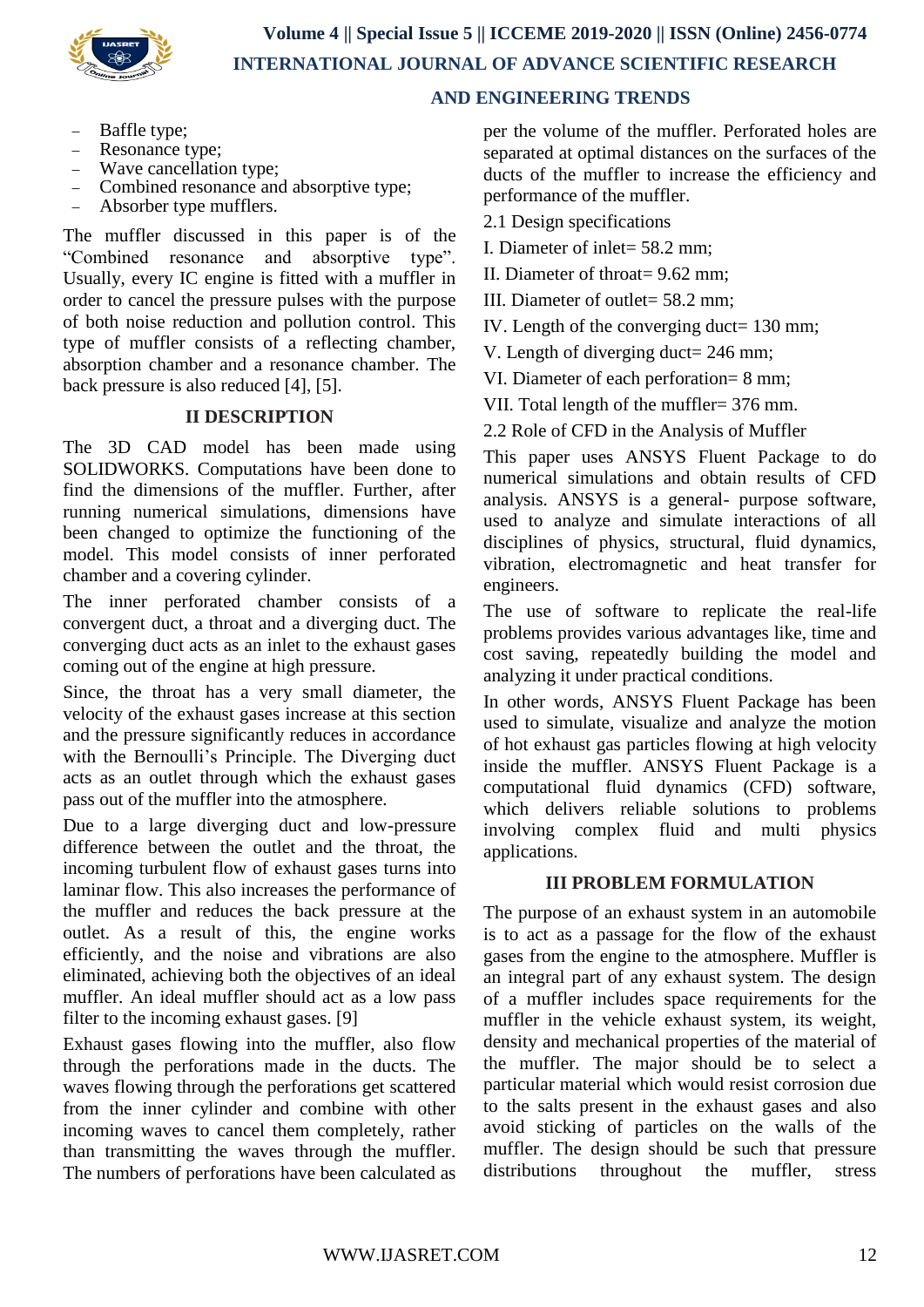- Baffle type;
- Resonance type;
- Wave cancellation type;
- Combined resonance and absorptive type;
- Absorber type mufflers.

The muffler discussed in this paper is of the "Combined resonance and absorptive type". Usually, every IC engine is fitted with a muffler in order to cancel the pressure pulses with the purpose of both noise reduction and pollution control. This type of muffler consists of a reflecting chamber, absorption chamber and a resonance chamber. The back pressure is also reduced [4], [5].

## II DESCRIPTION

The 3D CAD model has been made using SOLIDWORKS. Computations have been done to find the dimensions of the muffler. Further, after running numerical simulations, dimensions have been changed to optimize the functioning of the model. This model consists of inner perforated chamber and a covering cylinder.

The inner perforated chamber consists of a convergent duct, a throat and a diverging duct. The converging duct acts as an inlet to the exhaust gases coming out of the engine at high pressure.

Since, the throat has a very small diameter, the velocity of the exhaust gases increase at this section and the pressure significantly reduces in accordance with the Bernoulli's Principle. The Diverging duct acts as an outlet through which the exhaust gases pass out of the muffler into the atmosphere.

Due to a large diverging duct and low-pressure difference between the outlet and the throat, the incoming turbulent flow of exhaust gases turns into laminar flow. This also increases the performance of the muffler and reduces the back pressure at the outlet. As a result of this, the engine works efficiently, and the noise and vibrations are also eliminated, achieving both the objectives of an ideal muffler. An ideal muffler should act as a low pass filter to the incoming exhaust gases. [9]

Exhaust gases flowing into the muffler, also flow through the perforations made in the ducts. The waves flowing through the perforations get scattered from the inner cylinder and combine with other incoming waves to cancel them completely, rather than transmitting the waves through the muffler. The numbers of perforations have been calculated as per the volume of the muffler. Perforated holes are separated at optimal distances on the surfaces of the ducts of the muffler to increase the efficiency and performance of the muffler.

### 2.1 Design specifications

I. Diameter of inlet= 58.2 mm;

II. Diameter of throat= 9.62 mm;

III. Diameter of outlet= 58.2 mm;

IV. Length of the converging duct= 130 mm;

V. Length of diverging duct= 246 mm;

VI. Diameter of each perforation= 8 mm;

VII. Total length of the muffler= 376 mm.

### 2.2 Role of CFD in the Analysis of Muffler

This paper uses ANSYS Fluent Package to do numerical simulations and obtain results of CFD analysis. ANSYS is a general- purpose software, used to analyze and simulate interactions of all disciplines of physics, structural, fluid dynamics, vibration, electromagnetic and heat transfer for engineers.

The use of software to replicate the real-life problems provides various advantages like, time and cost saving, repeatedly building the model and analyzing it under practical conditions.

In other words, ANSYS Fluent Package has been used to simulate, visualize and analyze the motion of hot exhaust gas particles flowing at high velocity inside the muffler. ANSYS Fluent Package is a computational fluid dynamics (CFD) software, which delivers reliable solutions to problems involving complex fluid and multi physics applications.

## III PROBLEM FORMULATION

The purpose of an exhaust system in an automobile is to act as a passage for the flow of the exhaust gases from the engine to the atmosphere. Muffler is an integral part of any exhaust system. The design of a muffler includes space requirements for the muffler in the vehicle exhaust system, its weight, density and mechanical properties of the material of the muffler. The major should be to select a particular material which would resist corrosion due to the salts present in the exhaust gases and also avoid sticking of particles on the walls of the muffler. The design should be such that pressure distributions throughout the muffler, stress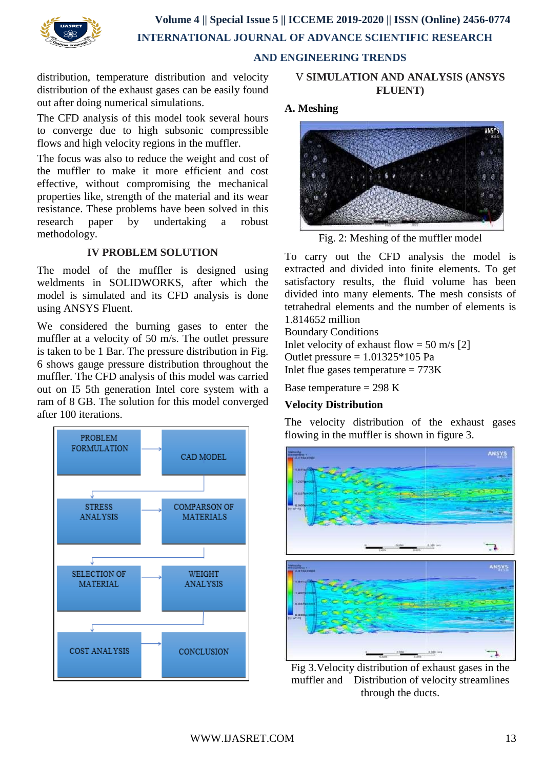distribution, temperature distribution and velocity distribution of the exhaust gases can be easily found out after doing numerical simulations.

The CFD analysis of this model took several hours to converge due to high subsonic compressible flows and high velocity regions in the muffler.

The focus was also to reduce the weight and cost of the muffler to make it more efficient and cost effective, without compromising the mechanical properties like, strength of the material and its wear resistance. These problems have been solved in this research paper by undertaking a robust methodology.

## IV PROBLEM SOLUTION

The model of the muffler is designed using weldments in SOLIDWORKS, after which the model is simulated and its CFD analysis is done using ANSYS Fluent.

We considered the burning gases to enter the muffler at a velocity of 50 m/s. The outlet pressure is taken to be 1 Bar. The pressure distribution in Fig. 6 shows gauge pressure distribution throughout the muffler. The CFD analysis of this model was carried out on I5 5th generation Intel core system with a ram of 8 GB. The solution for this model converged after 100 iterations.

PROBLEM FORMULATION → CAD MODEL → STRESS ANALYSIS → COMPARSON OF MATERIALS → SELECTION OF MATERIAL → WEIGHT ANALYSIS → COST ANALYSIS → CONCLUSION

## V SIMULATION AND ANALYSIS (ANSYS FLUENT)

### A. Meshing

Fig. 2: Meshing of the muffler model

To carry out the CFD analysis the model is extracted and divided into finite elements. To get satisfactory results, the fluid volume has been divided into many elements. The mesh consists of tetrahedral elements and the number of elements is 1.814652 million

Boundary Conditions

Inlet velocity of exhaust flow = 50 m/s [2]

Outlet pressure = 1.01325*105 Pa

Inlet flue gases temperature = 773K

Base temperature = 298 K

**Velocity Distribution**

The velocity distribution of the exhaust gases flowing in the muffler is shown in figure 3.

Fig 3.Velocity distribution of exhaust gases in the muffler and Distribution of velocity streamlines through the ducts.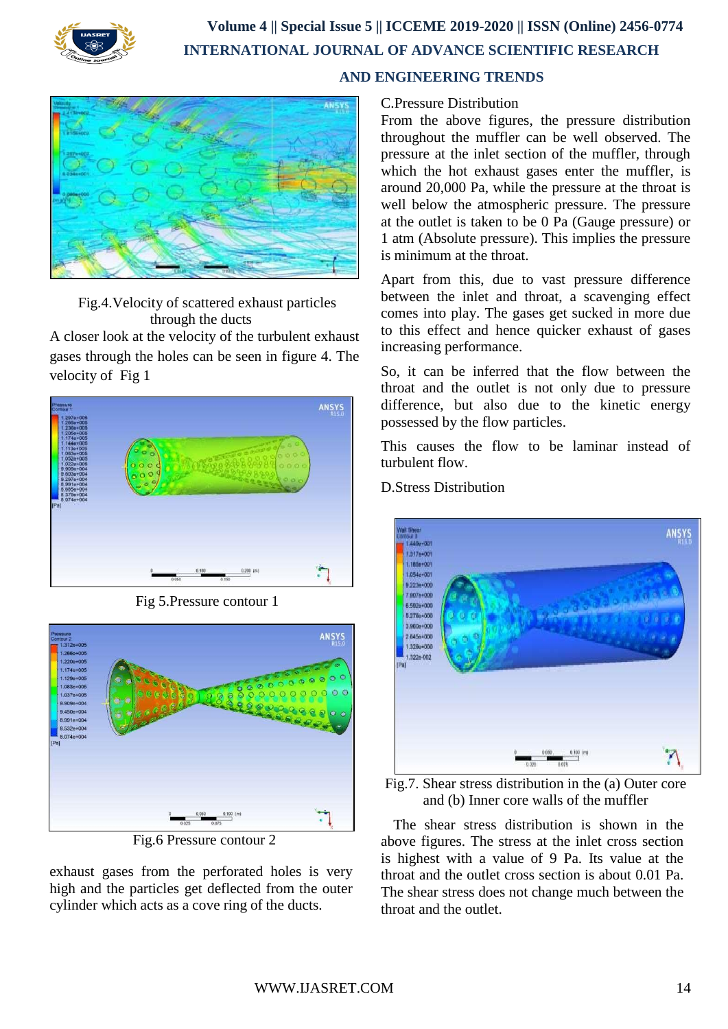Fig.4.Velocity of scattered exhaust particles through the ducts

A closer look at the velocity of the turbulent exhaust gases through the holes can be seen in figure 4. The velocity of Fig 1

Fig 5.Pressure contour 1

Fig.6 Pressure contour 2

exhaust gases from the perforated holes is very high and the particles get deflected from the outer cylinder which acts as a cove ring of the ducts.

C.Pressure Distribution

From the above figures, the pressure distribution throughout the muffler can be well observed. The pressure at the inlet section of the muffler, through which the hot exhaust gases enter the muffler, is around 20,000 Pa, while the pressure at the throat is well below the atmospheric pressure. The pressure at the outlet is taken to be 0 Pa (Gauge pressure) or 1 atm (Absolute pressure). This implies the pressure is minimum at the throat.

Apart from this, due to vast pressure difference between the inlet and throat, a scavenging effect comes into play. The gases get sucked in more due to this effect and hence quicker exhaust of gases increasing performance.

So, it can be inferred that the flow between the throat and the outlet is not only due to pressure difference, but also due to the kinetic energy possessed by the flow particles.

This causes the flow to be laminar instead of turbulent flow.

D.Stress Distribution

Fig.7. Shear stress distribution in the (a) Outer core and (b) Inner core walls of the muffler

The shear stress distribution is shown in the above figures. The stress at the inlet cross section is highest with a value of 9 Pa. Its value at the throat and the outlet cross section is about 0.01 Pa. The shear stress does not change much between the throat and the outlet.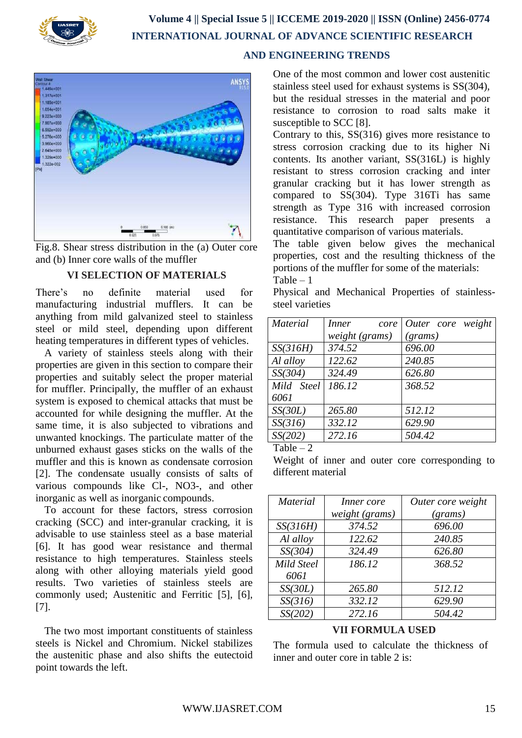Fig.8. Shear stress distribution in the (a) Outer core and (b) Inner core walls of the muffler

## VI SELECTION OF MATERIALS

There's no definite material used for manufacturing industrial mufflers. It can be anything from mild galvanized steel to stainless steel or mild steel, depending upon different heating temperatures in different types of vehicles.

A variety of stainless steels along with their properties are given in this section to compare their properties and suitably select the proper material for muffler. Principally, the muffler of an exhaust system is exposed to chemical attacks that must be accounted for while designing the muffler. At the same time, it is also subjected to vibrations and unwanted knockings. The particulate matter of the unburned exhaust gases sticks on the walls of the muffler and this is known as condensate corrosion [2]. The condensate usually consists of salts of various compounds like Cl-, NO3-, and other inorganic as well as inorganic compounds.

To account for these factors, stress corrosion cracking (SCC) and inter-granular cracking, it is advisable to use stainless steel as a base material [6]. It has good wear resistance and thermal resistance to high temperatures. Stainless steels along with other alloying materials yield good results. Two varieties of stainless steels are commonly used; Austenitic and Ferritic [5], [6], [7].

The two most important constituents of stainless steels is Nickel and Chromium. Nickel stabilizes the austenitic phase and also shifts the eutectoid point towards the left.

One of the most common and lower cost austenitic stainless steel used for exhaust systems is SS(304), but the residual stresses in the material and poor resistance to corrosion to road salts make it susceptible to SCC [8].

Contrary to this, SS(316) gives more resistance to stress corrosion cracking due to its higher Ni contents. Its another variant, SS(316L) is highly resistant to stress corrosion cracking and inter granular cracking but it has lower strength as compared to SS(304). Type 316Ti has same strength as Type 316 with increased corrosion resistance. This research paper presents a quantitative comparison of various materials.

The table given below gives the mechanical properties, cost and the resulting thickness of the portions of the muffler for some of the materials:

Table – 1

Physical and Mechanical Properties of stainless-steel varieties

| *Material* | *Inner core weight (grams)* | *Outer core weight (grams)* |
|---|---|---|
| *SS(316H)* | *374.52* | *696.00* |
| *Al alloy* | *122.62* | *240.85* |
| *SS(304)* | *324.49* | *626.80* |
| *Mild Steel 6061* | *186.12* | *368.52* |
| *SS(30L)* | *265.80* | *512.12* |
| *SS(316)* | *332.12* | *629.90* |
| *SS(202)* | *272.16* | *504.42* |

Table – 2

Weight of inner and outer core corresponding to different material

| *Material* | *Inner core weight (grams)* | *Outer core weight (grams)* |
|---|---|---|
| *SS(316H)* | *374.52* | *696.00* |
| *Al alloy* | *122.62* | *240.85* |
| *SS(304)* | *324.49* | *626.80* |
| *Mild Steel 6061* | *186.12* | *368.52* |
| *SS(30L)* | *265.80* | *512.12* |
| *SS(316)* | *332.12* | *629.90* |
| *SS(202)* | *272.16* | *504.42* |

## VII FORMULA USED

The formula used to calculate the thickness of inner and outer core in table 2 is: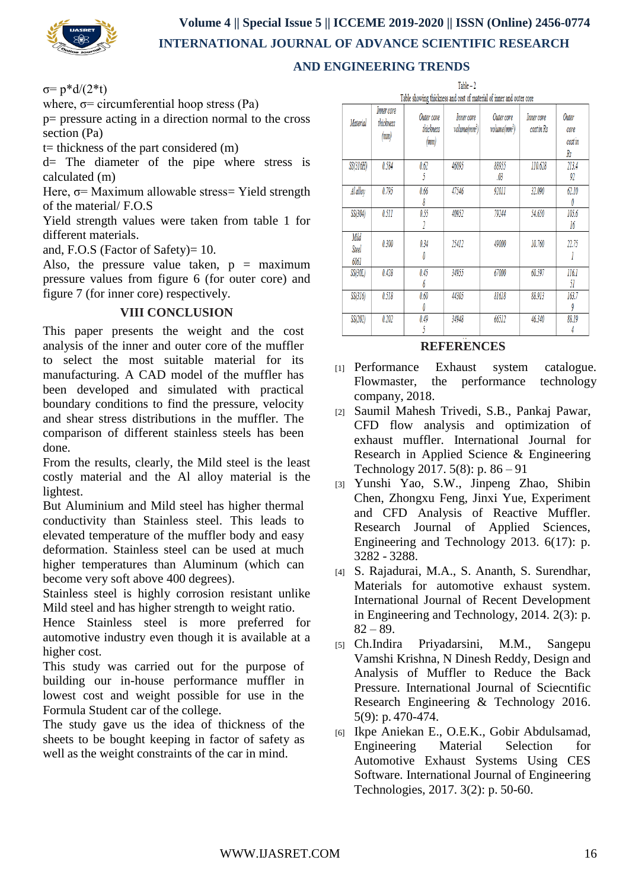$\sigma = p*d/(2*t)$

where, $\sigma$= circumferential hoop stress (Pa)

p= pressure acting in a direction normal to the cross section (Pa)

t= thickness of the part considered (m)

d= The diameter of the pipe where stress is calculated (m)

Here, $\sigma$= Maximum allowable stress= Yield strength of the material/ F.O.S

Yield strength values were taken from table 1 for different materials.

and, F.O.S (Factor of Safety)= 10.

Also, the pressure value taken, p = maximum pressure values from figure 6 (for outer core) and figure 7 (for inner core) respectively.

## VIII CONCLUSION

This paper presents the weight and the cost analysis of the inner and outer core of the muffler to select the most suitable material for its manufacturing. A CAD model of the muffler has been developed and simulated with practical boundary conditions to find the pressure, velocity and shear stress distributions in the muffler. The comparison of different stainless steels has been done.

From the results, clearly, the Mild steel is the least costly material and the Al alloy material is the lightest.

But Aluminium and Mild steel has higher thermal conductivity than Stainless steel. This leads to elevated temperature of the muffler body and easy deformation. Stainless steel can be used at much higher temperatures than Aluminum (which can become very soft above 400 degrees).

Stainless steel is highly corrosion resistant unlike Mild steel and has higher strength to weight ratio.

Hence Stainless steel is more preferred for automotive industry even though it is available at a higher cost.

This study was carried out for the purpose of building our in-house performance muffler in lowest cost and weight possible for use in the Formula Student car of the college.

The study gave us the idea of thickness of the sheets to be bought keeping in factor of safety as well as the weight constraints of the car in mind.

Table – 2

Table showing thickness and cost of material of inner and outer core

| Material | Inner core thickness (mm) | Outer core thickness (mm) | Inner core volume($mm^3$) | Outer core volume($mm^3$) | Inner core cost in Rs | Outer core cost in Rs |
|---|---|---|---|---|---|---|
| SS(316H) | 0.384 | 0.625 | 46095 | 88955.03 | 110.628 | 213.492 |
| Al alloy | 0.795 | 0.668 | 47546 | 92011 | 32.090 | 62.100 |
| SS(304) | 0.511 | 0.552 | 40652 | 79244 | 54.650 | 105.616 |
| Mild Steel 6061 | 0.300 | 0.340 | 25412 | 49000 | 10.760 | 22.751 |
| SS(30L) | 0.428 | 0.456 | 34955 | 67000 | 60.397 | 116.151 |
| SS(316) | 0.518 | 0.600 | 44305 | 81618 | 88.913 | 163.79 |
| SS(202) | 0.202 | 0.495 | 34948 | 66512 | 46.340 | 88.194 |

## REFERENCES

[1] Performance Exhaust system catalogue. Flowmaster, the performance technology company, 2018.

[2] Saumil Mahesh Trivedi, S.B., Pankaj Pawar, CFD flow analysis and optimization of exhaust muffler. International Journal for Research in Applied Science & Engineering Technology 2017. 5(8): p. 86 – 91

[3] Yunshi Yao, S.W., Jinpeng Zhao, Shibin Chen, Zhongxu Feng, Jinxi Yue, Experiment and CFD Analysis of Reactive Muffler. Research Journal of Applied Sciences, Engineering and Technology 2013. 6(17): p. 3282 - 3288.

[4] S. Rajadurai, M.A., S. Ananth, S. Surendhar, Materials for automotive exhaust system. International Journal of Recent Development in Engineering and Technology, 2014. 2(3): p. 82 – 89.

[5] Ch.Indira Priyadarsini, M.M., Sangepu Vamshi Krishna, N Dinesh Reddy, Design and Analysis of Muffler to Reduce the Back Pressure. International Journal of Sciecntific Research Engineering & Technology 2016. 5(9): p. 470-474.

[6] Ikpe Aniekan E., O.E.K., Gobir Abdulsamad, Engineering Material Selection for Automotive Exhaust Systems Using CES Software. International Journal of Engineering Technologies, 2017. 3(2): p. 50-60.